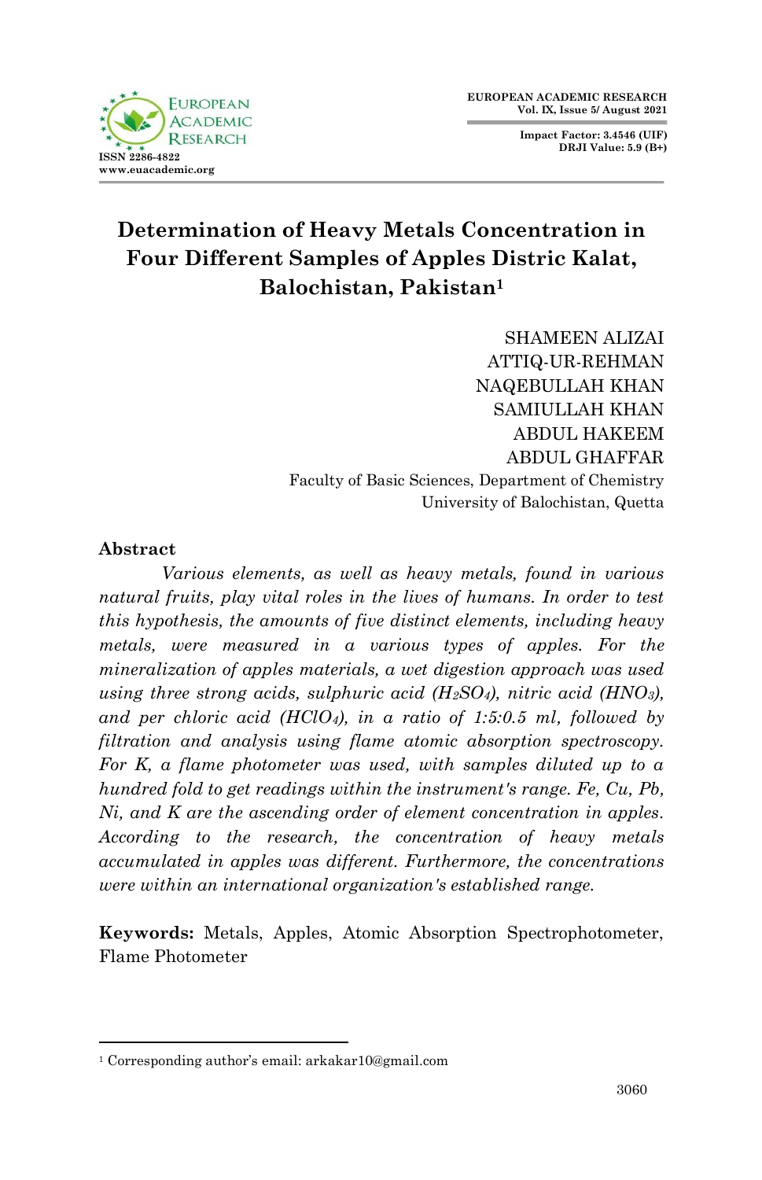# Determination of Heavy Metals Concentration in Four Different Samples of Apples Distric Kalat, Balochistan, Pakistan[1]

SHAMEEN ALIZAI
ATTIQ-UR-REHMAN
NAQEBULLAH KHAN
SAMIULLAH KHAN
ABDUL HAKEEM
ABDUL GHAFFAR
Faculty of Basic Sciences, Department of Chemistry
University of Balochistan, Quetta

## Abstract

*Various elements, as well as heavy metals, found in various natural fruits, play vital roles in the lives of humans. In order to test this hypothesis, the amounts of five distinct elements, including heavy metals, were measured in a various types of apples. For the mineralization of apples materials, a wet digestion approach was used using three strong acids, sulphuric acid ($H_2SO_4$), nitric acid ($HNO_3$), and per chloric acid ($HClO_4$), in a ratio of 1:5:0.5 ml, followed by filtration and analysis using flame atomic absorption spectroscopy. For K, a flame photometer was used, with samples diluted up to a hundred fold to get readings within the instrument's range. Fe, Cu, Pb, Ni, and K are the ascending order of element concentration in apples. According to the research, the concentration of heavy metals accumulated in apples was different. Furthermore, the concentrations were within an international organization's established range.*

**Keywords:** Metals, Apples, Atomic Absorption Spectrophotometer, Flame Photometer

[1] Corresponding author's email: arkakar10@gmail.com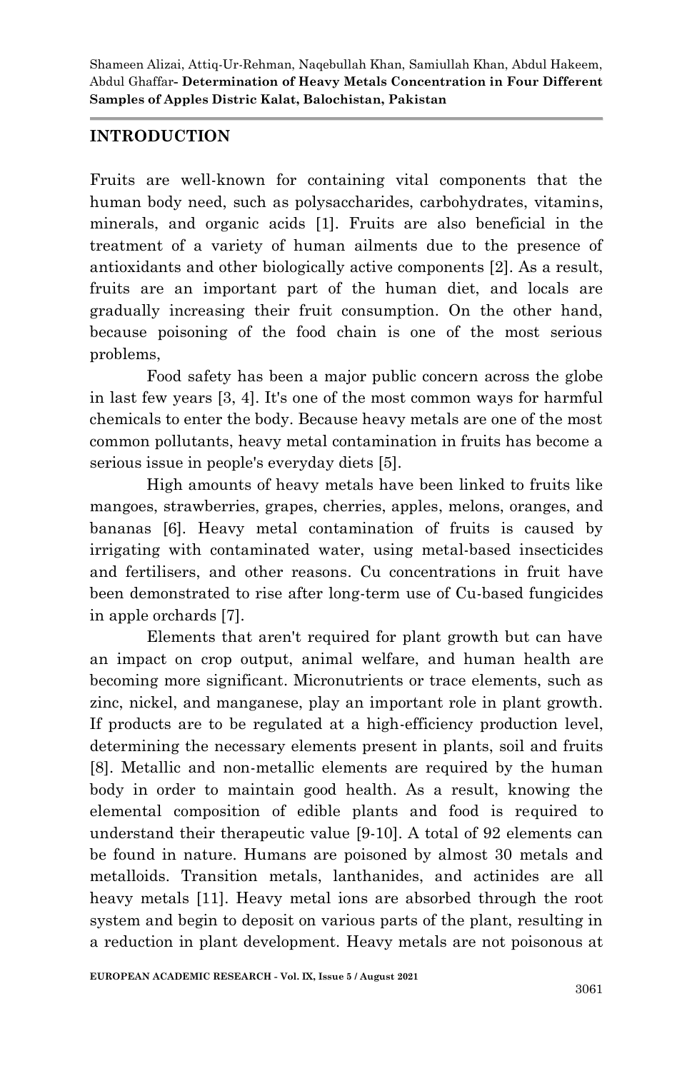## INTRODUCTION

Fruits are well-known for containing vital components that the human body need, such as polysaccharides, carbohydrates, vitamins, minerals, and organic acids [1]. Fruits are also beneficial in the treatment of a variety of human ailments due to the presence of antioxidants and other biologically active components [2]. As a result, fruits are an important part of the human diet, and locals are gradually increasing their fruit consumption. On the other hand, because poisoning of the food chain is one of the most serious problems,

Food safety has been a major public concern across the globe in last few years [3, 4]. It's one of the most common ways for harmful chemicals to enter the body. Because heavy metals are one of the most common pollutants, heavy metal contamination in fruits has become a serious issue in people's everyday diets [5].

High amounts of heavy metals have been linked to fruits like mangoes, strawberries, grapes, cherries, apples, melons, oranges, and bananas [6]. Heavy metal contamination of fruits is caused by irrigating with contaminated water, using metal-based insecticides and fertilisers, and other reasons. Cu concentrations in fruit have been demonstrated to rise after long-term use of Cu-based fungicides in apple orchards [7].

Elements that aren't required for plant growth but can have an impact on crop output, animal welfare, and human health are becoming more significant. Micronutrients or trace elements, such as zinc, nickel, and manganese, play an important role in plant growth. If products are to be regulated at a high-efficiency production level, determining the necessary elements present in plants, soil and fruits [8]. Metallic and non-metallic elements are required by the human body in order to maintain good health. As a result, knowing the elemental composition of edible plants and food is required to understand their therapeutic value [9-10]. A total of 92 elements can be found in nature. Humans are poisoned by almost 30 metals and metalloids. Transition metals, lanthanides, and actinides are all heavy metals [11]. Heavy metal ions are absorbed through the root system and begin to deposit on various parts of the plant, resulting in a reduction in plant development. Heavy metals are not poisonous at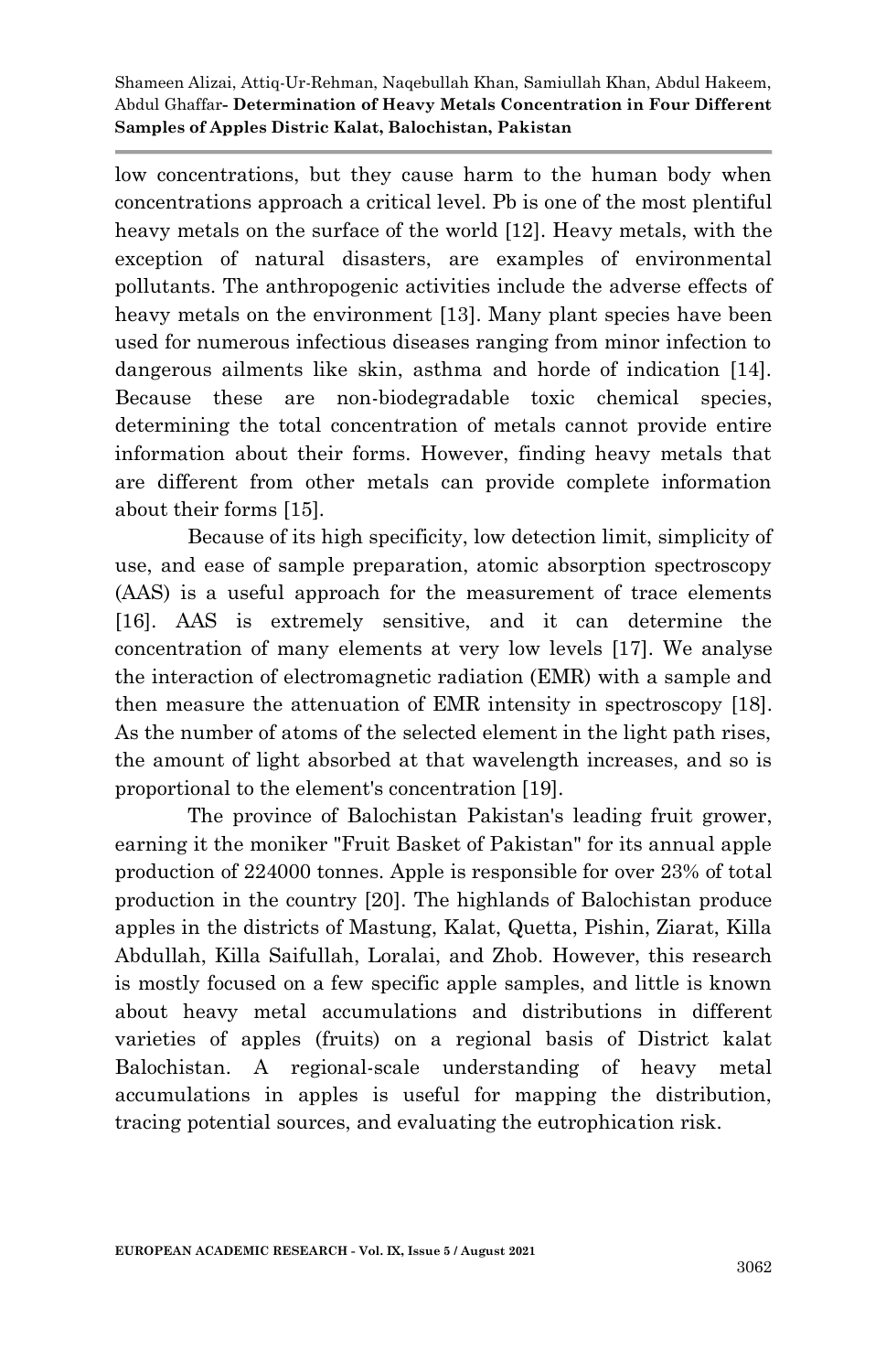low concentrations, but they cause harm to the human body when concentrations approach a critical level. Pb is one of the most plentiful heavy metals on the surface of the world [12]. Heavy metals, with the exception of natural disasters, are examples of environmental pollutants. The anthropogenic activities include the adverse effects of heavy metals on the environment [13]. Many plant species have been used for numerous infectious diseases ranging from minor infection to dangerous ailments like skin, asthma and horde of indication [14]. Because these are non-biodegradable toxic chemical species, determining the total concentration of metals cannot provide entire information about their forms. However, finding heavy metals that are different from other metals can provide complete information about their forms [15].

Because of its high specificity, low detection limit, simplicity of use, and ease of sample preparation, atomic absorption spectroscopy (AAS) is a useful approach for the measurement of trace elements [16]. AAS is extremely sensitive, and it can determine the concentration of many elements at very low levels [17]. We analyse the interaction of electromagnetic radiation (EMR) with a sample and then measure the attenuation of EMR intensity in spectroscopy [18]. As the number of atoms of the selected element in the light path rises, the amount of light absorbed at that wavelength increases, and so is proportional to the element's concentration [19].

The province of Balochistan Pakistan's leading fruit grower, earning it the moniker "Fruit Basket of Pakistan" for its annual apple production of 224000 tonnes. Apple is responsible for over 23% of total production in the country [20]. The highlands of Balochistan produce apples in the districts of Mastung, Kalat, Quetta, Pishin, Ziarat, Killa Abdullah, Killa Saifullah, Loralai, and Zhob. However, this research is mostly focused on a few specific apple samples, and little is known about heavy metal accumulations and distributions in different varieties of apples (fruits) on a regional basis of District kalat Balochistan. A regional-scale understanding of heavy metal accumulations in apples is useful for mapping the distribution, tracing potential sources, and evaluating the eutrophication risk.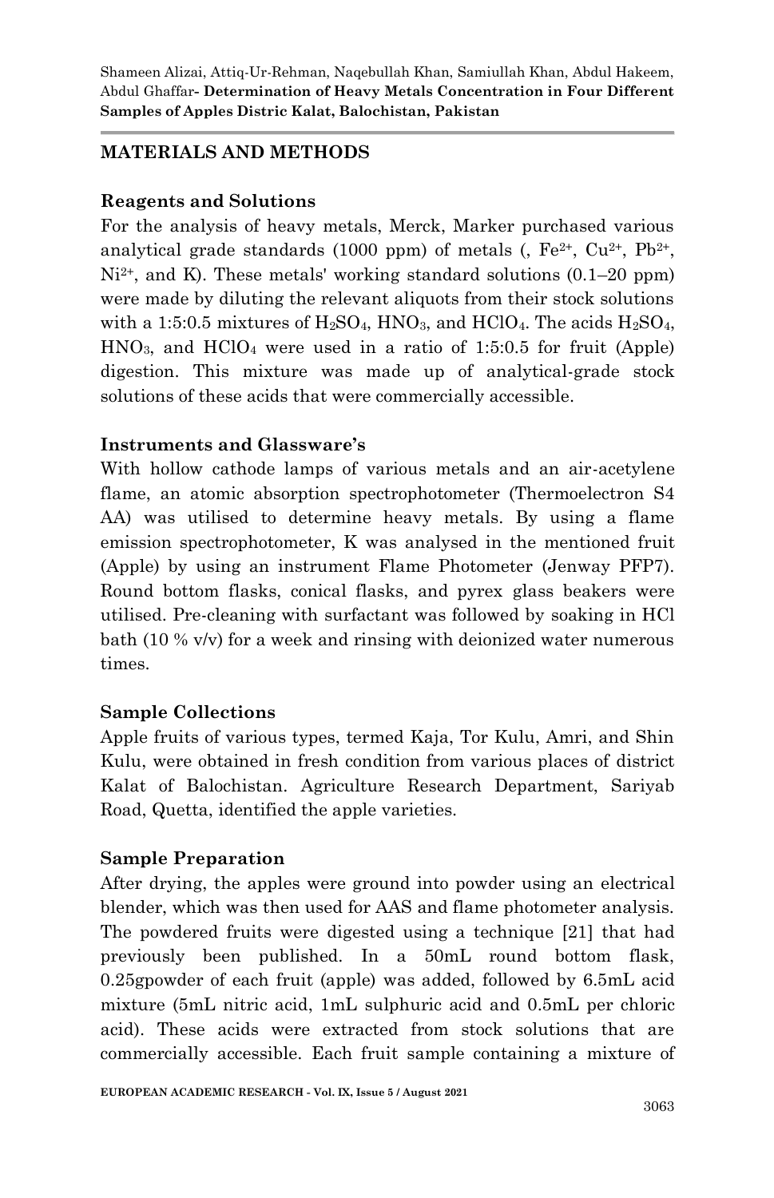## MATERIALS AND METHODS

### Reagents and Solutions

For the analysis of heavy metals, Merck, Marker purchased various analytical grade standards (1000 ppm) of metals (, $Fe^{2+}$, $Cu^{2+}$, $Pb^{2+}$, $Ni^{2+}$, and K). These metals' working standard solutions (0.1–20 ppm) were made by diluting the relevant aliquots from their stock solutions with a 1:5:0.5 mixtures of $H_2SO_4$, $HNO_3$, and $HClO_4$. The acids $H_2SO_4$, $HNO_3$, and $HClO_4$ were used in a ratio of 1:5:0.5 for fruit (Apple) digestion. This mixture was made up of analytical-grade stock solutions of these acids that were commercially accessible.

### Instruments and Glassware's

With hollow cathode lamps of various metals and an air-acetylene flame, an atomic absorption spectrophotometer (Thermoelectron S4 AA) was utilised to determine heavy metals. By using a flame emission spectrophotometer, K was analysed in the mentioned fruit (Apple) by using an instrument Flame Photometer (Jenway PFP7). Round bottom flasks, conical flasks, and pyrex glass beakers were utilised. Pre-cleaning with surfactant was followed by soaking in HCl bath (10 % v/v) for a week and rinsing with deionized water numerous times.

### Sample Collections

Apple fruits of various types, termed Kaja, Tor Kulu, Amri, and Shin Kulu, were obtained in fresh condition from various places of district Kalat of Balochistan. Agriculture Research Department, Sariyab Road, Quetta, identified the apple varieties.

### Sample Preparation

After drying, the apples were ground into powder using an electrical blender, which was then used for AAS and flame photometer analysis. The powdered fruits were digested using a technique [21] that had previously been published. In a 50mL round bottom flask, 0.25gpowder of each fruit (apple) was added, followed by 6.5mL acid mixture (5mL nitric acid, 1mL sulphuric acid and 0.5mL per chloric acid). These acids were extracted from stock solutions that are commercially accessible. Each fruit sample containing a mixture of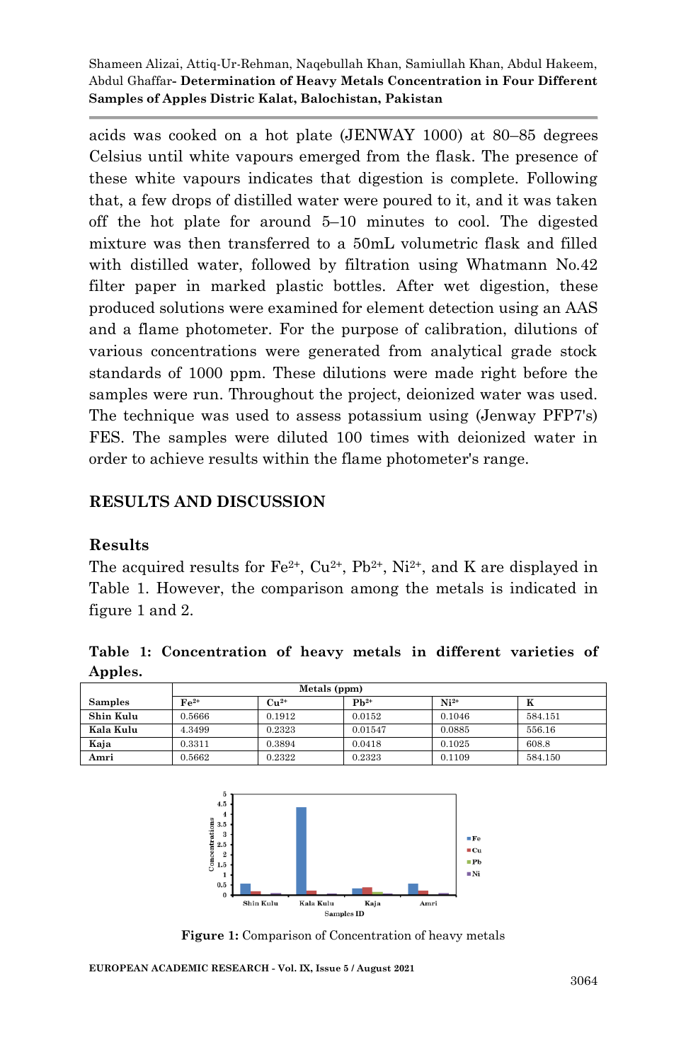acids was cooked on a hot plate (JENWAY 1000) at 80–85 degrees Celsius until white vapours emerged from the flask. The presence of these white vapours indicates that digestion is complete. Following that, a few drops of distilled water were poured to it, and it was taken off the hot plate for around 5–10 minutes to cool. The digested mixture was then transferred to a 50mL volumetric flask and filled with distilled water, followed by filtration using Whatmann No.42 filter paper in marked plastic bottles. After wet digestion, these produced solutions were examined for element detection using an AAS and a flame photometer. For the purpose of calibration, dilutions of various concentrations were generated from analytical grade stock standards of 1000 ppm. These dilutions were made right before the samples were run. Throughout the project, deionized water was used. The technique was used to assess potassium using (Jenway PFP7's) FES. The samples were diluted 100 times with deionized water in order to achieve results within the flame photometer's range.

## RESULTS AND DISCUSSION

### Results

The acquired results for $Fe^{2+}$, $Cu^{2+}$, $Pb^{2+}$, $Ni^{2+}$, and K are displayed in Table 1. However, the comparison among the metals is indicated in figure 1 and 2.

**Table 1: Concentration of heavy metals in different varieties of Apples.**

| | Metals (ppm) | | | | |
|---|---|---|---|---|---|
| **Samples** | **$Fe^{2+}$** | **$Cu^{2+}$** | **$Pb^{2+}$** | **$Ni^{2+}$** | **K** |
| **Shin Kulu** | 0.5666 | 0.1912 | 0.0152 | 0.1046 | 584.151 |
| **Kala Kulu** | 4.3499 | 0.2323 | 0.01547 | 0.0885 | 556.16 |
| **Kaja** | 0.3311 | 0.3894 | 0.0418 | 0.1025 | 608.8 |
| **Amri** | 0.5662 | 0.2322 | 0.2323 | 0.1109 | 584.150 |

**Figure 1:** Comparison of Concentration of heavy metals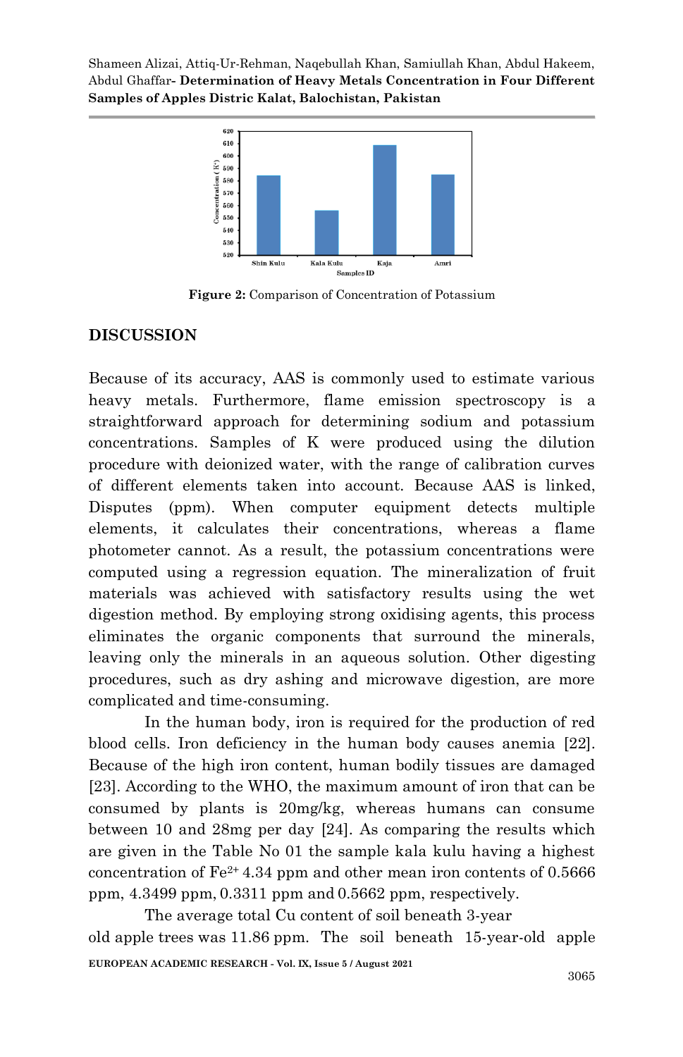Figure 2: Comparison of Concentration of Potassium

## DISCUSSION

Because of its accuracy, AAS is commonly used to estimate various heavy metals. Furthermore, flame emission spectroscopy is a straightforward approach for determining sodium and potassium concentrations. Samples of K were produced using the dilution procedure with deionized water, with the range of calibration curves of different elements taken into account. Because AAS is linked, Disputes (ppm). When computer equipment detects multiple elements, it calculates their concentrations, whereas a flame photometer cannot. As a result, the potassium concentrations were computed using a regression equation. The mineralization of fruit materials was achieved with satisfactory results using the wet digestion method. By employing strong oxidising agents, this process eliminates the organic components that surround the minerals, leaving only the minerals in an aqueous solution. Other digesting procedures, such as dry ashing and microwave digestion, are more complicated and time-consuming.

In the human body, iron is required for the production of red blood cells. Iron deficiency in the human body causes anemia [22]. Because of the high iron content, human bodily tissues are damaged [23]. According to the WHO, the maximum amount of iron that can be consumed by plants is 20mg/kg, whereas humans can consume between 10 and 28mg per day [24]. As comparing the results which are given in the Table No 01 the sample kala kulu having a highest concentration of $Fe^{2+}$ 4.34 ppm and other mean iron contents of 0.5666 ppm, 4.3499 ppm, 0.3311 ppm and 0.5662 ppm, respectively.

The average total Cu content of soil beneath 3-year old apple trees was 11.86 ppm. The soil beneath 15-year-old apple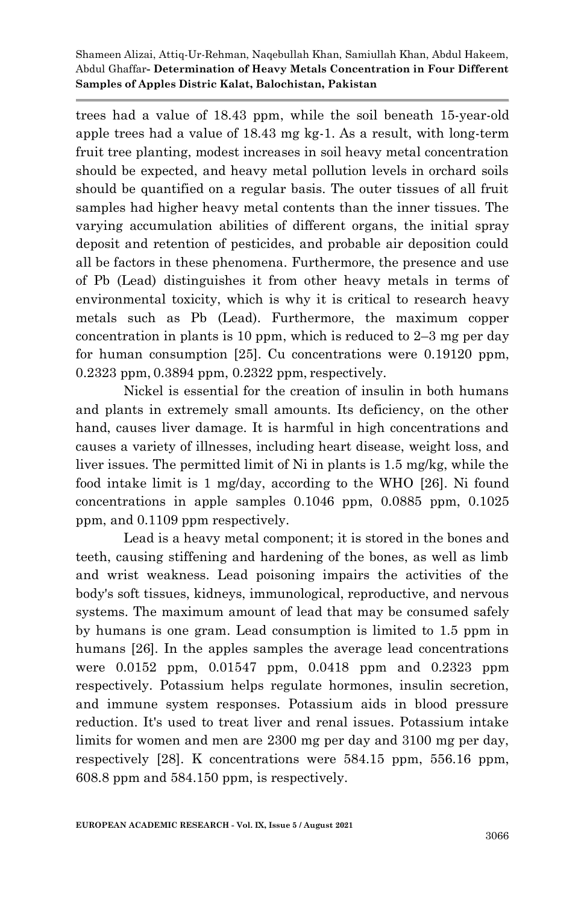trees had a value of 18.43 ppm, while the soil beneath 15-year-old apple trees had a value of 18.43 mg kg-1. As a result, with long-term fruit tree planting, modest increases in soil heavy metal concentration should be expected, and heavy metal pollution levels in orchard soils should be quantified on a regular basis. The outer tissues of all fruit samples had higher heavy metal contents than the inner tissues. The varying accumulation abilities of different organs, the initial spray deposit and retention of pesticides, and probable air deposition could all be factors in these phenomena. Furthermore, the presence and use of Pb (Lead) distinguishes it from other heavy metals in terms of environmental toxicity, which is why it is critical to research heavy metals such as Pb (Lead). Furthermore, the maximum copper concentration in plants is 10 ppm, which is reduced to 2–3 mg per day for human consumption [25]. Cu concentrations were 0.19120 ppm, 0.2323 ppm, 0.3894 ppm, 0.2322 ppm, respectively.

Nickel is essential for the creation of insulin in both humans and plants in extremely small amounts. Its deficiency, on the other hand, causes liver damage. It is harmful in high concentrations and causes a variety of illnesses, including heart disease, weight loss, and liver issues. The permitted limit of Ni in plants is 1.5 mg/kg, while the food intake limit is 1 mg/day, according to the WHO [26]. Ni found concentrations in apple samples 0.1046 ppm, 0.0885 ppm, 0.1025 ppm, and 0.1109 ppm respectively.

Lead is a heavy metal component; it is stored in the bones and teeth, causing stiffening and hardening of the bones, as well as limb and wrist weakness. Lead poisoning impairs the activities of the body's soft tissues, kidneys, immunological, reproductive, and nervous systems. The maximum amount of lead that may be consumed safely by humans is one gram. Lead consumption is limited to 1.5 ppm in humans [26]. In the apples samples the average lead concentrations were 0.0152 ppm, 0.01547 ppm, 0.0418 ppm and 0.2323 ppm respectively. Potassium helps regulate hormones, insulin secretion, and immune system responses. Potassium aids in blood pressure reduction. It's used to treat liver and renal issues. Potassium intake limits for women and men are 2300 mg per day and 3100 mg per day, respectively [28]. K concentrations were 584.15 ppm, 556.16 ppm, 608.8 ppm and 584.150 ppm, is respectively.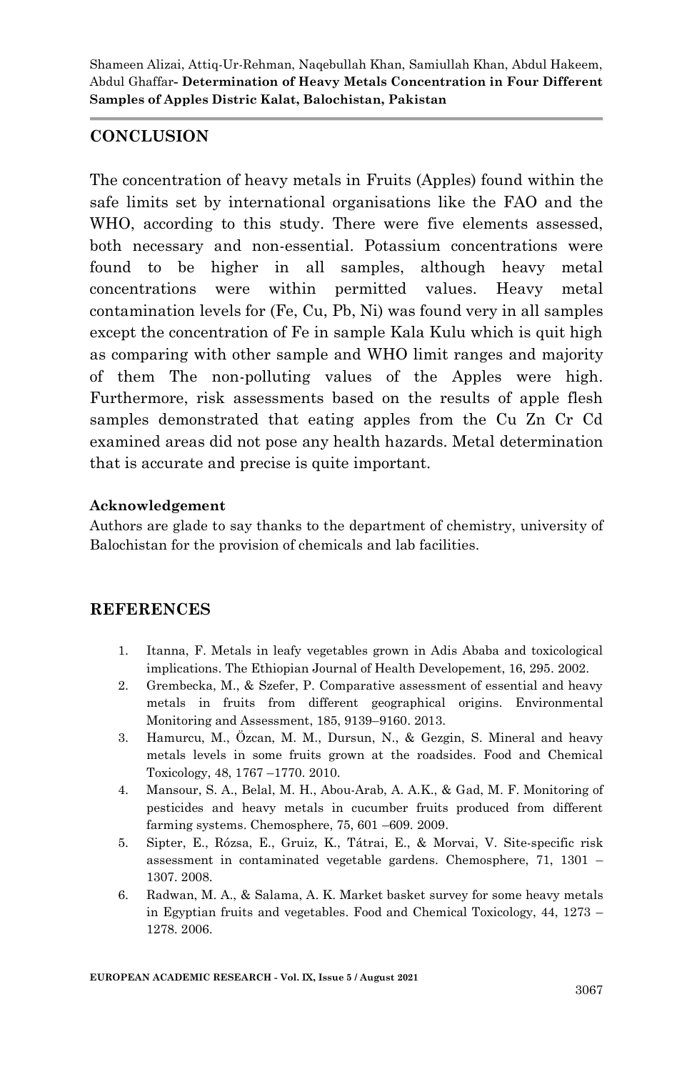## CONCLUSION

The concentration of heavy metals in Fruits (Apples) found within the safe limits set by international organisations like the FAO and the WHO, according to this study. There were five elements assessed, both necessary and non-essential. Potassium concentrations were found to be higher in all samples, although heavy metal concentrations were within permitted values. Heavy metal contamination levels for (Fe, Cu, Pb, Ni) was found very in all samples except the concentration of Fe in sample Kala Kulu which is quit high as comparing with other sample and WHO limit ranges and majority of them The non-polluting values of the Apples were high. Furthermore, risk assessments based on the results of apple flesh samples demonstrated that eating apples from the Cu Zn Cr Cd examined areas did not pose any health hazards. Metal determination that is accurate and precise is quite important.

**Acknowledgement**

Authors are glade to say thanks to the department of chemistry, university of Balochistan for the provision of chemicals and lab facilities.

## REFERENCES

1. Itanna, F. Metals in leafy vegetables grown in Adis Ababa and toxicological implications. The Ethiopian Journal of Health Developement, 16, 295. 2002.
2. Grembecka, M., & Szefer, P. Comparative assessment of essential and heavy metals in fruits from different geographical origins. Environmental Monitoring and Assessment, 185, 9139–9160. 2013.
3. Hamurcu, M., Özcan, M. M., Dursun, N., & Gezgin, S. Mineral and heavy metals levels in some fruits grown at the roadsides. Food and Chemical Toxicology, 48, 1767 –1770. 2010.
4. Mansour, S. A., Belal, M. H., Abou-Arab, A. A.K., & Gad, M. F. Monitoring of pesticides and heavy metals in cucumber fruits produced from different farming systems. Chemosphere, 75, 601 –609. 2009.
5. Sipter, E., Rózsa, E., Gruiz, K., Tátrai, E., & Morvai, V. Site-specific risk assessment in contaminated vegetable gardens. Chemosphere, 71, 1301 – 1307. 2008.
6. Radwan, M. A., & Salama, A. K. Market basket survey for some heavy metals in Egyptian fruits and vegetables. Food and Chemical Toxicology, 44, 1273 – 1278. 2006.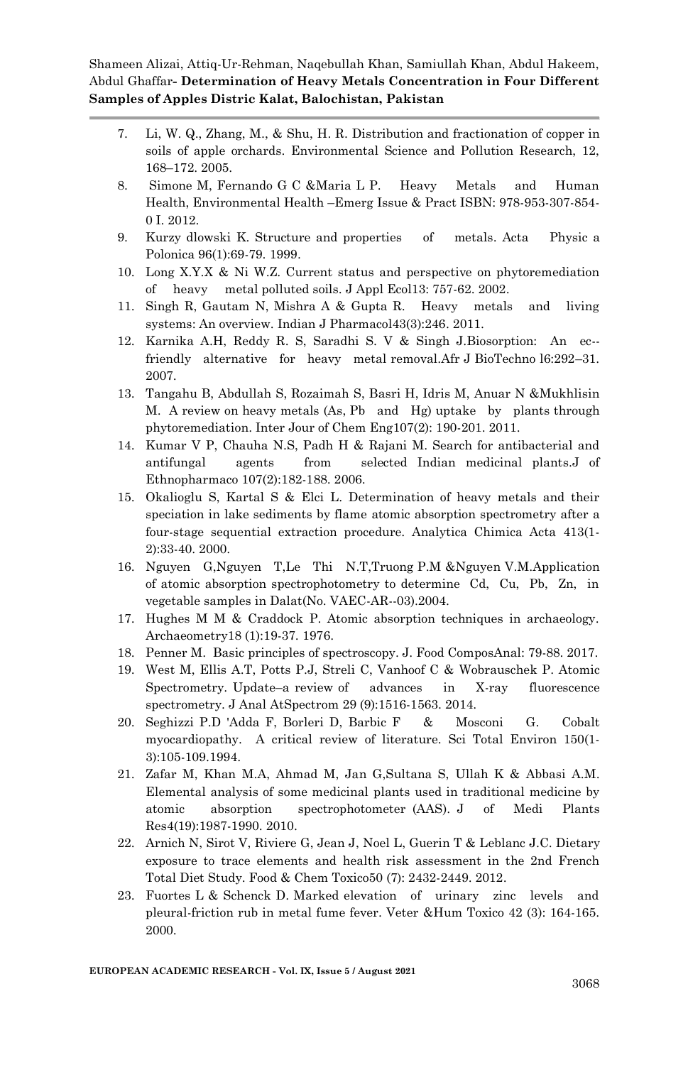7. Li, W. Q., Zhang, M., & Shu, H. R. Distribution and fractionation of copper in soils of apple orchards. Environmental Science and Pollution Research, 12, 168–172. 2005.
8. Simone M, Fernando G C &Maria L P. Heavy Metals and Human Health, Environmental Health –Emerg Issue & Pract ISBN: 978-953-307-854-0 I. 2012.
9. Kurzy dlowski K. Structure and properties of metals. Acta Physic a Polonica 96(1):69-79. 1999.
10. Long X.Y.X & Ni W.Z. Current status and perspective on phytoremediation of heavy metal polluted soils. J Appl Ecol13: 757-62. 2002.
11. Singh R, Gautam N, Mishra A & Gupta R. Heavy metals and living systems: An overview. Indian J Pharmacol43(3):246. 2011.
12. Karnika A.H, Reddy R. S, Saradhi S. V & Singh J.Biosorption: An ec--friendly alternative for heavy metal removal.Afr J BioTechno l6:292–31. 2007.
13. Tangahu B, Abdullah S, Rozaimah S, Basri H, Idris M, Anuar N &Mukhlisin M. A review on heavy metals (As, Pb and Hg) uptake by plants through phytoremediation. Inter Jour of Chem Eng107(2): 190-201. 2011.
14. Kumar V P, Chauha N.S, Padh H & Rajani M. Search for antibacterial and antifungal agents from selected Indian medicinal plants.J of Ethnopharmaco 107(2):182-188. 2006.
15. Okalioglu S, Kartal S & Elci L. Determination of heavy metals and their speciation in lake sediments by flame atomic absorption spectrometry after a four-stage sequential extraction procedure. Analytica Chimica Acta 413(1-2):33-40. 2000.
16. Nguyen G,Nguyen T,Le Thi N.T,Truong P.M &Nguyen V.M.Application of atomic absorption spectrophotometry to determine Cd, Cu, Pb, Zn, in vegetable samples in Dalat(No. VAEC-AR--03).2004.
17. Hughes M M & Craddock P. Atomic absorption techniques in archaeology. Archaeometry18 (1):19-37. 1976.
18. Penner M. Basic principles of spectroscopy. J. Food ComposAnal: 79-88. 2017.
19. West M, Ellis A.T, Potts P.J, Streli C, Vanhoof C & Wobrauschek P. Atomic Spectrometry. Update–a review of advances in X-ray fluorescence spectrometry. J Anal AtSpectrom 29 (9):1516-1563. 2014.
20. Seghizzi P.D 'Adda F, Borleri D, Barbic F & Mosconi G. Cobalt myocardiopathy. A critical review of literature. Sci Total Environ 150(1-3):105-109.1994.
21. Zafar M, Khan M.A, Ahmad M, Jan G,Sultana S, Ullah K & Abbasi A.M. Elemental analysis of some medicinal plants used in traditional medicine by atomic absorption spectrophotometer (AAS). J of Medi Plants Res4(19):1987-1990. 2010.
22. Arnich N, Sirot V, Riviere G, Jean J, Noel L, Guerin T & Leblanc J.C. Dietary exposure to trace elements and health risk assessment in the 2nd French Total Diet Study. Food & Chem Toxico50 (7): 2432-2449. 2012.
23. Fuortes L & Schenck D. Marked elevation of urinary zinc levels and pleural-friction rub in metal fume fever. Veter &Hum Toxico 42 (3): 164-165. 2000.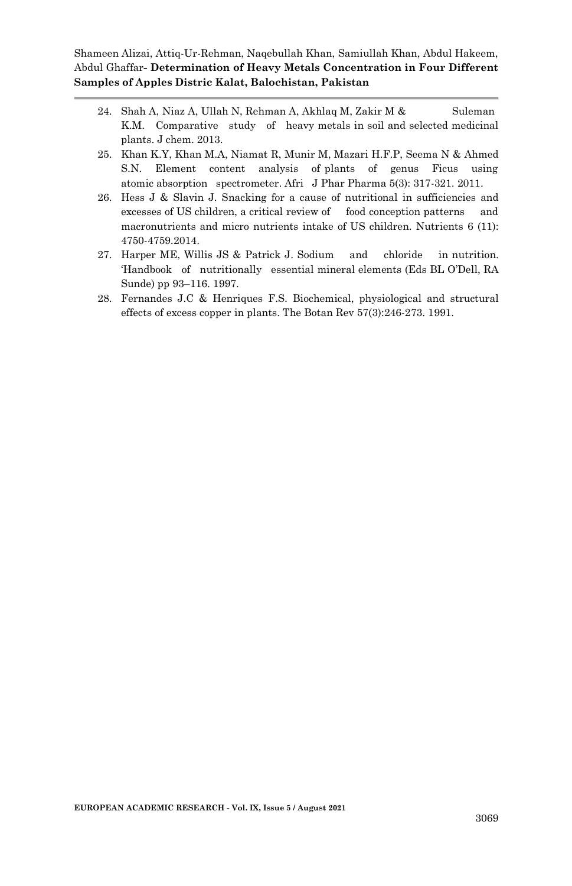24. Shah A, Niaz A, Ullah N, Rehman A, Akhlaq M, Zakir M & Suleman K.M. Comparative study of heavy metals in soil and selected medicinal plants. J chem. 2013.
25. Khan K.Y, Khan M.A, Niamat R, Munir M, Mazari H.F.P, Seema N & Ahmed S.N. Element content analysis of plants of genus Ficus using atomic absorption spectrometer. Afri J Phar Pharma 5(3): 317-321. 2011.
26. Hess J & Slavin J. Snacking for a cause of nutritional in sufficiencies and excesses of US children, a critical review of food conception patterns and macronutrients and micro nutrients intake of US children. Nutrients 6 (11): 4750-4759.2014.
27. Harper ME, Willis JS & Patrick J. Sodium and chloride in nutrition. 'Handbook of nutritionally essential mineral elements (Eds BL O'Dell, RA Sunde) pp 93–116. 1997.
28. Fernandes J.C & Henriques F.S. Biochemical, physiological and structural effects of excess copper in plants. The Botan Rev 57(3):246-273. 1991.